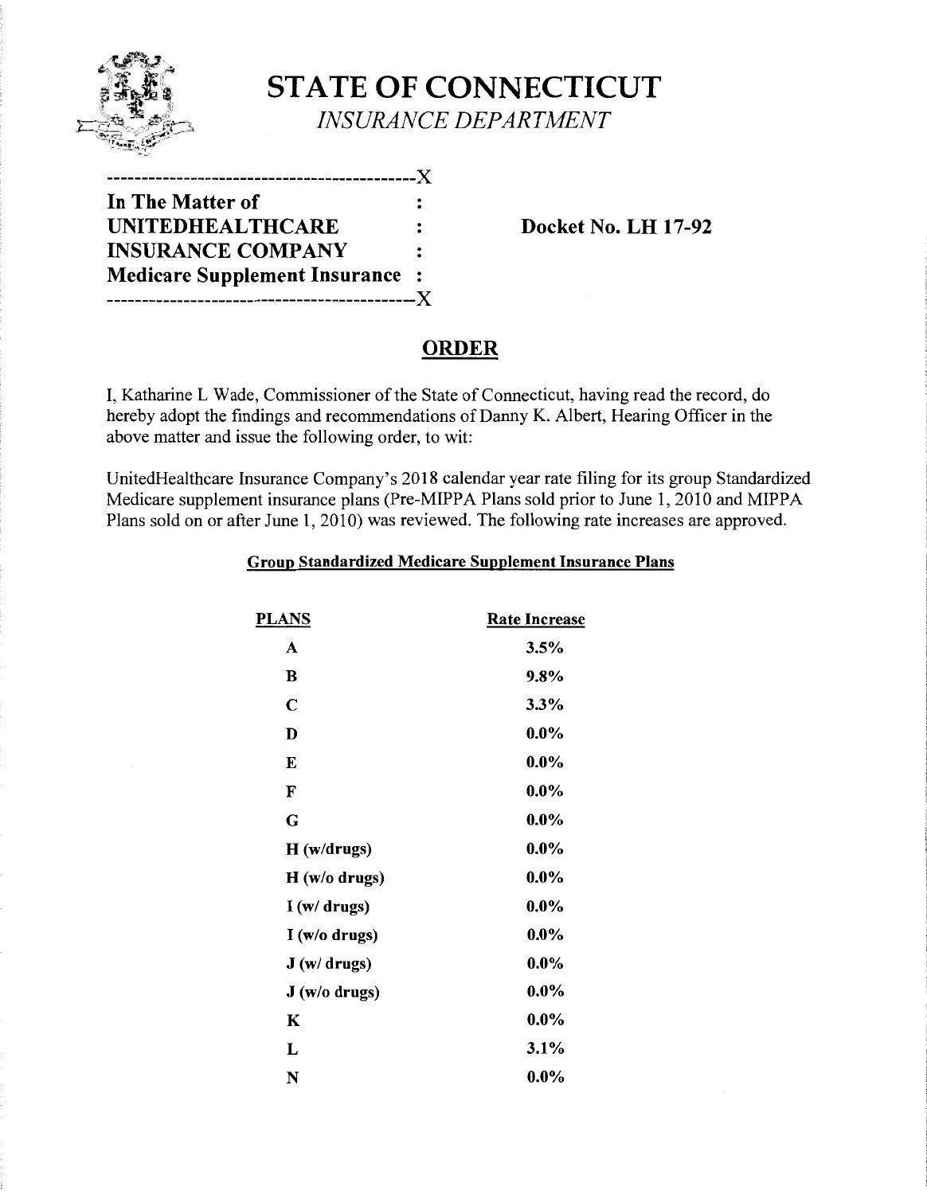# STATE OF CONNECTICUT

*INSURANCE DEPARTMENT*

```
--------------------------------------------X
In The Matter of                            :
UNITEDHEALTHCARE                            :
INSURANCE COMPANY                           :
Medicare Supplement Insurance               :
--------------------------------------------X
```

**Docket No. LH 17-92**

## ORDER

I, Katharine L Wade, Commissioner of the State of Connecticut, having read the record, do hereby adopt the findings and recommendations of Danny K. Albert, Hearing Officer in the above matter and issue the following order, to wit:

UnitedHealthcare Insurance Company's 2018 calendar year rate filing for its group Standardized Medicare supplement insurance plans (Pre-MIPPA Plans sold prior to June 1, 2010 and MIPPA Plans sold on or after June 1, 2010) was reviewed. The following rate increases are approved.

**Group Standardized Medicare Supplement Insurance Plans**

| PLANS | Rate Increase |
|---|---|
| A | 3.5% |
| B | 9.8% |
| C | 3.3% |
| D | 0.0% |
| E | 0.0% |
| F | 0.0% |
| G | 0.0% |
| H (w/drugs) | 0.0% |
| H (w/o drugs) | 0.0% |
| I (w/ drugs) | 0.0% |
| I (w/o drugs) | 0.0% |
| J (w/ drugs) | 0.0% |
| J (w/o drugs) | 0.0% |
| K | 0.0% |
| L | 3.1% |
| N | 0.0% |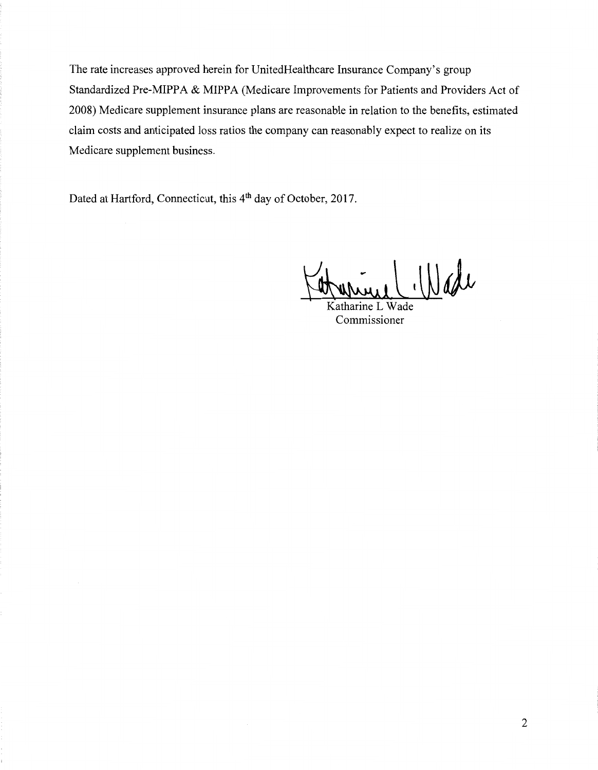The rate increases approved herein for UnitedHealthcare Insurance Company's group Standardized Pre-MIPPA & MIPPA (Medicare Improvements for Patients and Providers Act of 2008) Medicare supplement insurance plans are reasonable in relation to the benefits, estimated claim costs and anticipated loss ratios the company can reasonably expect to realize on its Medicare supplement business.

Dated at Hartford, Connecticut, this 4th day of October, 2017.

Katharine L Wade
Commissioner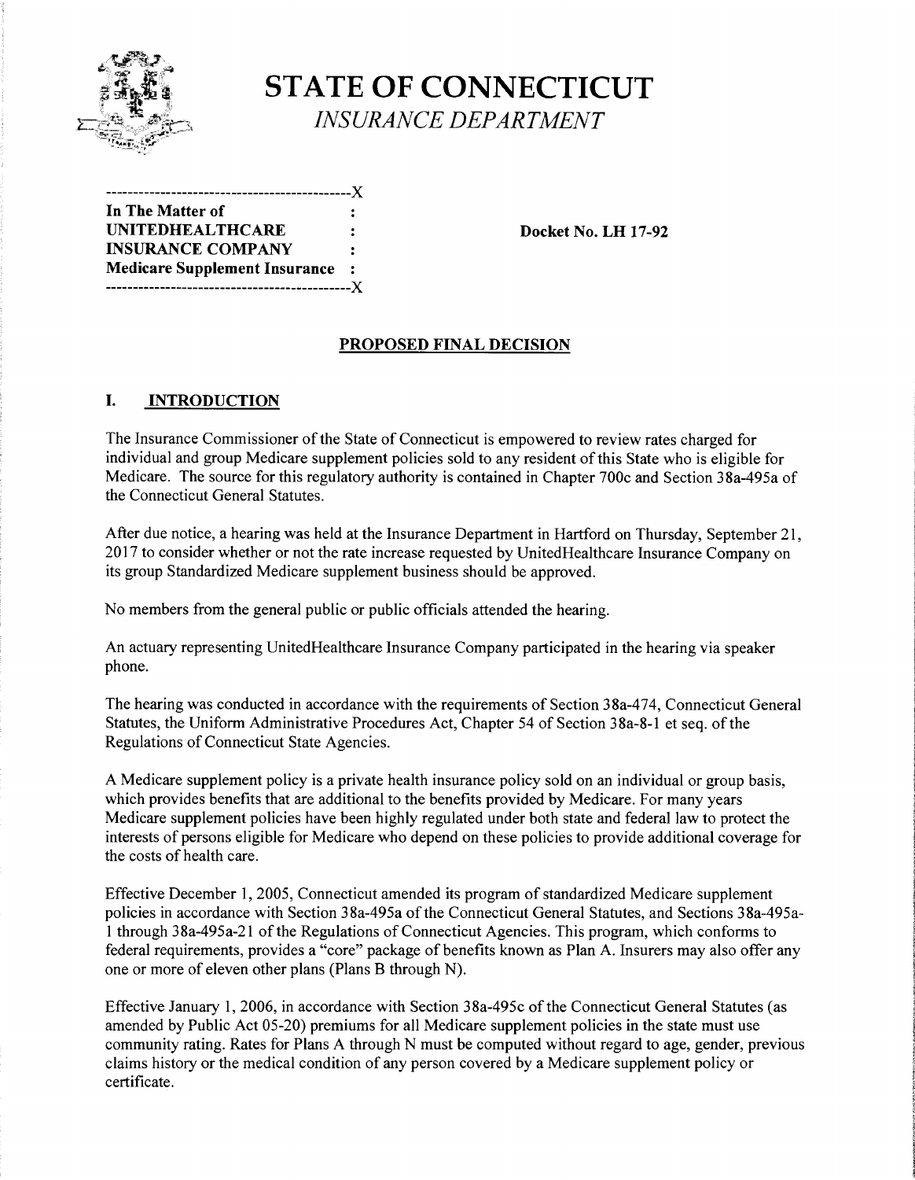# STATE OF CONNECTICUT

*INSURANCE DEPARTMENT*

```
---------------------------------------------X
In The Matter of                             :
UNITEDHEALTHCARE                             :
INSURANCE COMPANY                            :
Medicare Supplement Insurance                :
---------------------------------------------X
```

**Docket No. LH 17-92**

## PROPOSED FINAL DECISION

## I. INTRODUCTION

The Insurance Commissioner of the State of Connecticut is empowered to review rates charged for individual and group Medicare supplement policies sold to any resident of this State who is eligible for Medicare. The source for this regulatory authority is contained in Chapter 700c and Section 38a-495a of the Connecticut General Statutes.

After due notice, a hearing was held at the Insurance Department in Hartford on Thursday, September 21, 2017 to consider whether or not the rate increase requested by UnitedHealthcare Insurance Company on its group Standardized Medicare supplement business should be approved.

No members from the general public or public officials attended the hearing.

An actuary representing UnitedHealthcare Insurance Company participated in the hearing via speaker phone.

The hearing was conducted in accordance with the requirements of Section 38a-474, Connecticut General Statutes, the Uniform Administrative Procedures Act, Chapter 54 of Section 38a-8-1 et seq. of the Regulations of Connecticut State Agencies.

A Medicare supplement policy is a private health insurance policy sold on an individual or group basis, which provides benefits that are additional to the benefits provided by Medicare. For many years Medicare supplement policies have been highly regulated under both state and federal law to protect the interests of persons eligible for Medicare who depend on these policies to provide additional coverage for the costs of health care.

Effective December 1, 2005, Connecticut amended its program of standardized Medicare supplement policies in accordance with Section 38a-495a of the Connecticut General Statutes, and Sections 38a-495a-1 through 38a-495a-21 of the Regulations of Connecticut Agencies. This program, which conforms to federal requirements, provides a "core" package of benefits known as Plan A. Insurers may also offer any one or more of eleven other plans (Plans B through N).

Effective January 1, 2006, in accordance with Section 38a-495c of the Connecticut General Statutes (as amended by Public Act 05-20) premiums for all Medicare supplement policies in the state must use community rating. Rates for Plans A through N must be computed without regard to age, gender, previous claims history or the medical condition of any person covered by a Medicare supplement policy or certificate.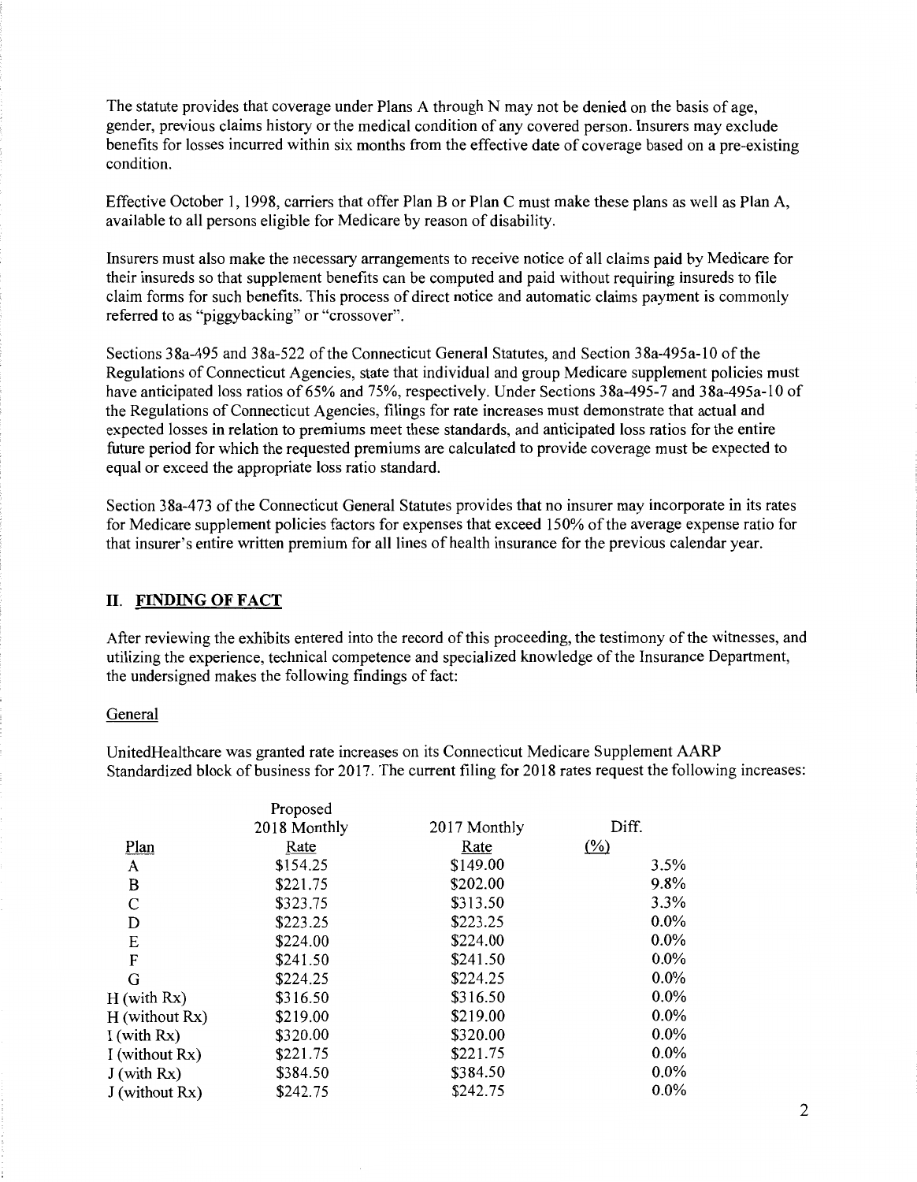The statute provides that coverage under Plans A through N may not be denied on the basis of age, gender, previous claims history or the medical condition of any covered person. Insurers may exclude benefits for losses incurred within six months from the effective date of coverage based on a pre-existing condition.

Effective October 1, 1998, carriers that offer Plan B or Plan C must make these plans as well as Plan A, available to all persons eligible for Medicare by reason of disability.

Insurers must also make the necessary arrangements to receive notice of all claims paid by Medicare for their insureds so that supplement benefits can be computed and paid without requiring insureds to file claim forms for such benefits. This process of direct notice and automatic claims payment is commonly referred to as "piggybacking" or "crossover".

Sections 38a-495 and 38a-522 of the Connecticut General Statutes, and Section 38a-495a-10 of the Regulations of Connecticut Agencies, state that individual and group Medicare supplement policies must have anticipated loss ratios of 65% and 75%, respectively. Under Sections 38a-495-7 and 38a-495a-10 of the Regulations of Connecticut Agencies, filings for rate increases must demonstrate that actual and expected losses in relation to premiums meet these standards, and anticipated loss ratios for the entire future period for which the requested premiums are calculated to provide coverage must be expected to equal or exceed the appropriate loss ratio standard.

Section 38a-473 of the Connecticut General Statutes provides that no insurer may incorporate in its rates for Medicare supplement policies factors for expenses that exceed 150% of the average expense ratio for that insurer's entire written premium for all lines of health insurance for the previous calendar year.

## II. FINDING OF FACT

After reviewing the exhibits entered into the record of this proceeding, the testimony of the witnesses, and utilizing the experience, technical competence and specialized knowledge of the Insurance Department, the undersigned makes the following findings of fact:

### General

UnitedHealthcare was granted rate increases on its Connecticut Medicare Supplement AARP Standardized block of business for 2017. The current filing for 2018 rates request the following increases:

| Plan | Proposed 2018 Monthly Rate | 2017 Monthly Rate | Diff. (%) |
|---|---|---|---|
| A | $154.25 | $149.00 | 3.5% |
| B | $221.75 | $202.00 | 9.8% |
| C | $323.75 | $313.50 | 3.3% |
| D | $223.25 | $223.25 | 0.0% |
| E | $224.00 | $224.00 | 0.0% |
| F | $241.50 | $241.50 | 0.0% |
| G | $224.25 | $224.25 | 0.0% |
| H (with Rx) | $316.50 | $316.50 | 0.0% |
| H (without Rx) | $219.00 | $219.00 | 0.0% |
| I (with Rx) | $320.00 | $320.00 | 0.0% |
| I (without Rx) | $221.75 | $221.75 | 0.0% |
| J (with Rx) | $384.50 | $384.50 | 0.0% |
| J (without Rx) | $242.75 | $242.75 | 0.0% |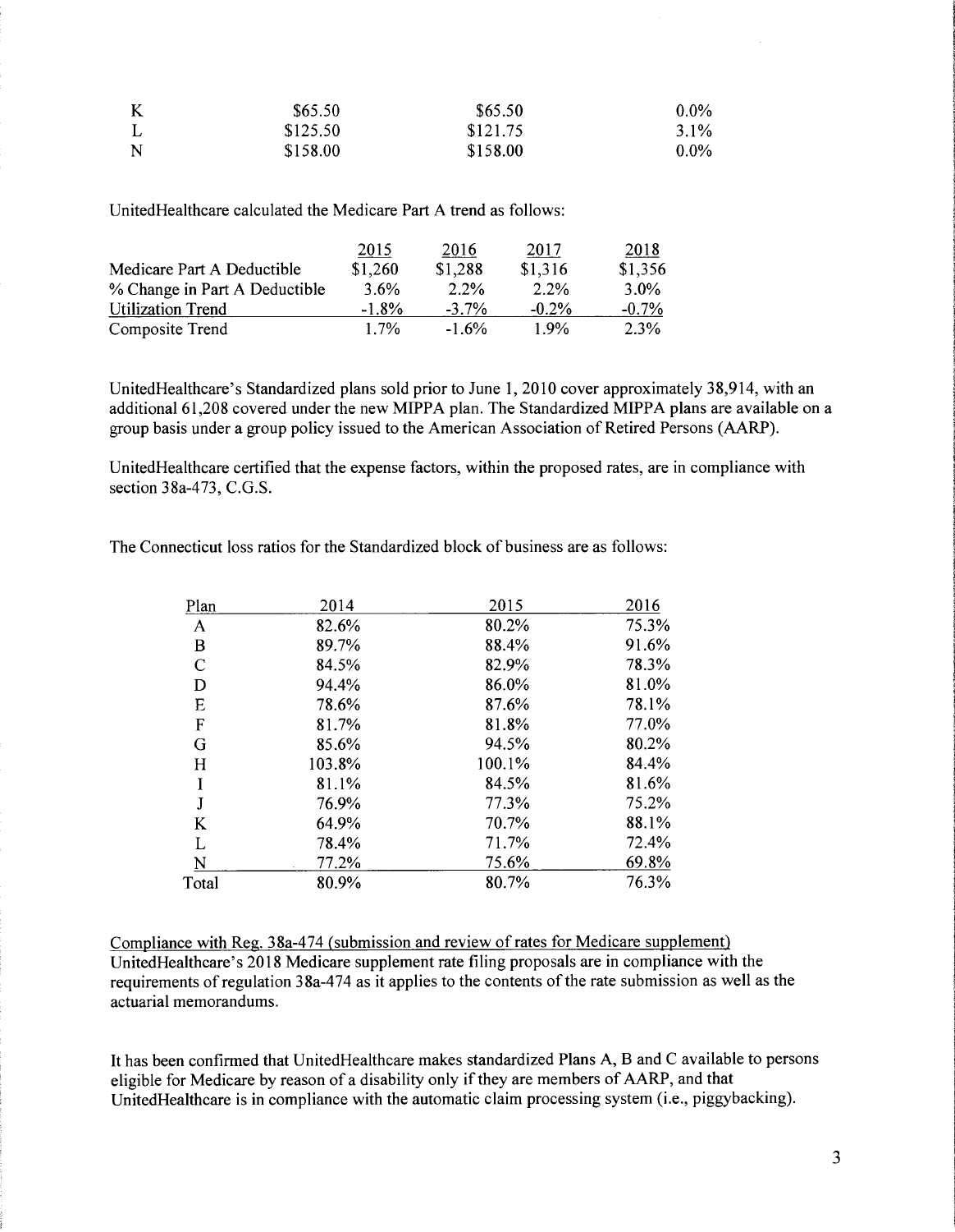| K | $65.50 | $65.50 | 0.0% |
|---|---|---|---|
| L | $125.50 | $121.75 | 3.1% |
| N | $158.00 | $158.00 | 0.0% |

UnitedHealthcare calculated the Medicare Part A trend as follows:

| | 2015 | 2016 | 2017 | 2018 |
|---|---|---|---|---|
| Medicare Part A Deductible | $1,260 | $1,288 | $1,316 | $1,356 |
| % Change in Part A Deductible | 3.6% | 2.2% | 2.2% | 3.0% |
| Utilization Trend | -1.8% | -3.7% | -0.2% | -0.7% |
| Composite Trend | 1.7% | -1.6% | 1.9% | 2.3% |

UnitedHealthcare's Standardized plans sold prior to June 1, 2010 cover approximately 38,914, with an additional 61,208 covered under the new MIPPA plan. The Standardized MIPPA plans are available on a group basis under a group policy issued to the American Association of Retired Persons (AARP).

UnitedHealthcare certified that the expense factors, within the proposed rates, are in compliance with section 38a-473, C.G.S.

The Connecticut loss ratios for the Standardized block of business are as follows:

| Plan | 2014 | 2015 | 2016 |
|---|---|---|---|
| A | 82.6% | 80.2% | 75.3% |
| B | 89.7% | 88.4% | 91.6% |
| C | 84.5% | 82.9% | 78.3% |
| D | 94.4% | 86.0% | 81.0% |
| E | 78.6% | 87.6% | 78.1% |
| F | 81.7% | 81.8% | 77.0% |
| G | 85.6% | 94.5% | 80.2% |
| H | 103.8% | 100.1% | 84.4% |
| I | 81.1% | 84.5% | 81.6% |
| J | 76.9% | 77.3% | 75.2% |
| K | 64.9% | 70.7% | 88.1% |
| L | 78.4% | 71.7% | 72.4% |
| N | 77.2% | 75.6% | 69.8% |
| Total | 80.9% | 80.7% | 76.3% |

Compliance with Reg. 38a-474 (submission and review of rates for Medicare supplement)
UnitedHealthcare's 2018 Medicare supplement rate filing proposals are in compliance with the requirements of regulation 38a-474 as it applies to the contents of the rate submission as well as the actuarial memorandums.

It has been confirmed that UnitedHealthcare makes standardized Plans A, B and C available to persons eligible for Medicare by reason of a disability only if they are members of AARP, and that UnitedHealthcare is in compliance with the automatic claim processing system (i.e., piggybacking).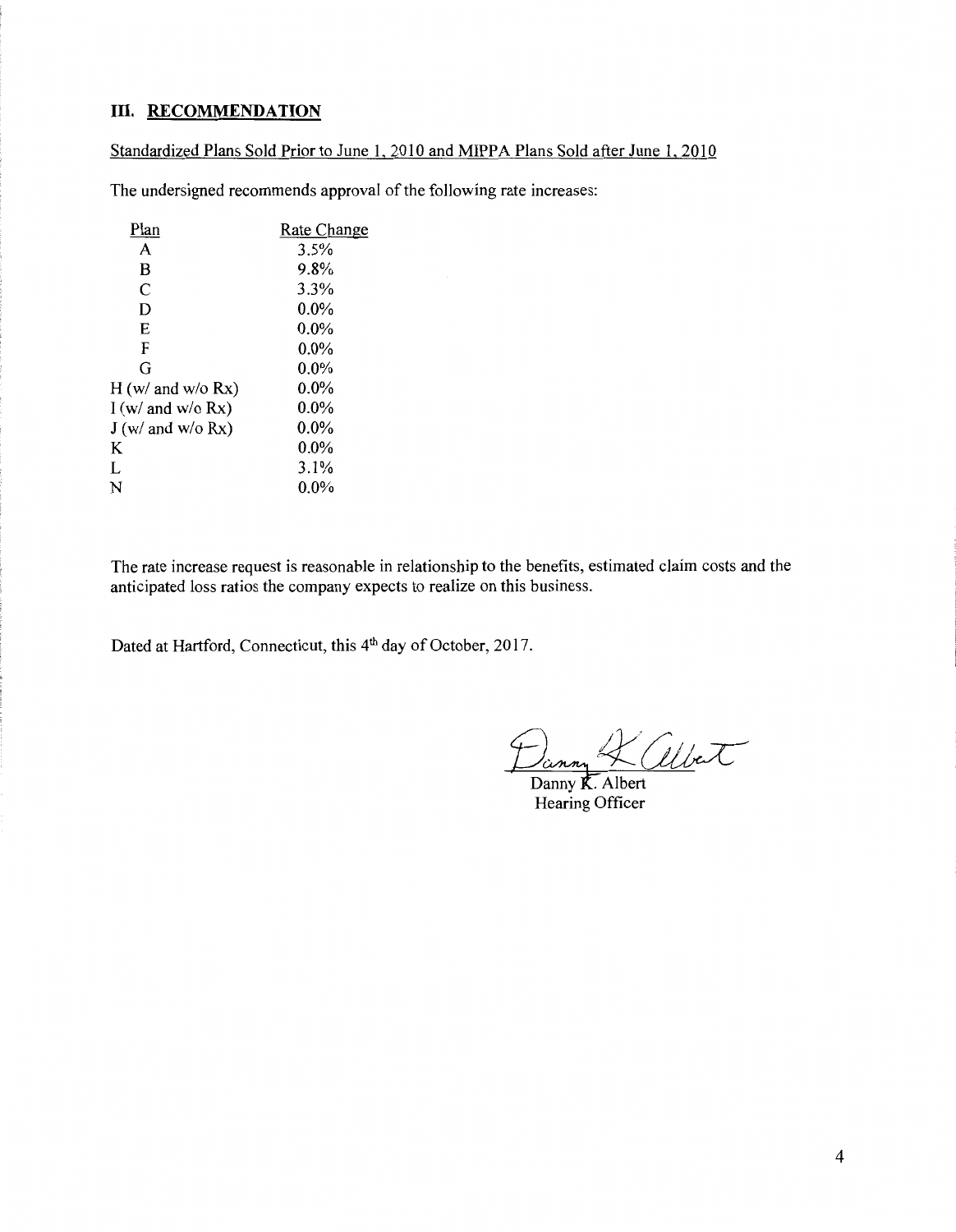## III. RECOMMENDATION

Standardized Plans Sold Prior to June 1, 2010 and MIPPA Plans Sold after June 1, 2010

The undersigned recommends approval of the following rate increases:

| Plan | Rate Change |
| --- | --- |
| A | 3.5% |
| B | 9.8% |
| C | 3.3% |
| D | 0.0% |
| E | 0.0% |
| F | 0.0% |
| G | 0.0% |
| H (w/ and w/o Rx) | 0.0% |
| I (w/ and w/o Rx) | 0.0% |
| J (w/ and w/o Rx) | 0.0% |
| K | 0.0% |
| L | 3.1% |
| N | 0.0% |

The rate increase request is reasonable in relationship to the benefits, estimated claim costs and the anticipated loss ratios the company expects to realize on this business.

Dated at Hartford, Connecticut, this 4th day of October, 2017.

Danny K. Albert

Danny K. Albert
Hearing Officer